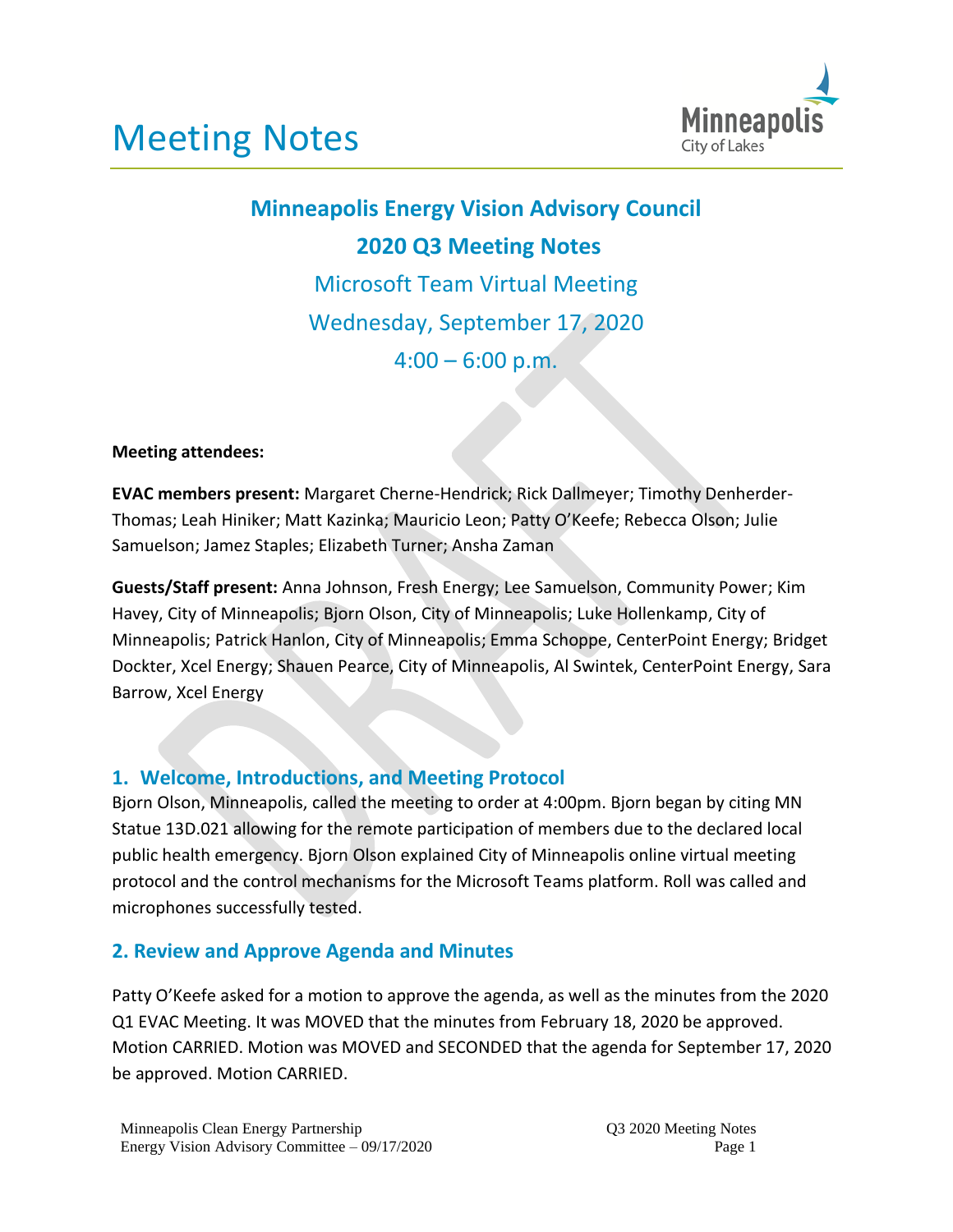# Meeting Notes

## Minneapolis Energy Vision Advisory Council

## 2020 Q3 Meeting Notes

Microsoft Team Virtual Meeting

Wednesday, September 17, 2020

4:00 – 6:00 p.m.

**Meeting attendees:**

**EVAC members present:** Margaret Cherne-Hendrick; Rick Dallmeyer; Timothy Denherder-Thomas; Leah Hiniker; Matt Kazinka; Mauricio Leon; Patty O'Keefe; Rebecca Olson; Julie Samuelson; Jamez Staples; Elizabeth Turner; Ansha Zaman

**Guests/Staff present:** Anna Johnson, Fresh Energy; Lee Samuelson, Community Power; Kim Havey, City of Minneapolis; Bjorn Olson, City of Minneapolis; Luke Hollenkamp, City of Minneapolis; Patrick Hanlon, City of Minneapolis; Emma Schoppe, CenterPoint Energy; Bridget Dockter, Xcel Energy; Shauen Pearce, City of Minneapolis, Al Swintek, CenterPoint Energy, Sara Barrow, Xcel Energy

## 1. Welcome, Introductions, and Meeting Protocol

Bjorn Olson, Minneapolis, called the meeting to order at 4:00pm. Bjorn began by citing MN Statue 13D.021 allowing for the remote participation of members due to the declared local public health emergency. Bjorn Olson explained City of Minneapolis online virtual meeting protocol and the control mechanisms for the Microsoft Teams platform. Roll was called and microphones successfully tested.

## 2. Review and Approve Agenda and Minutes

Patty O'Keefe asked for a motion to approve the agenda, as well as the minutes from the 2020 Q1 EVAC Meeting. It was MOVED that the minutes from February 18, 2020 be approved. Motion CARRIED. Motion was MOVED and SECONDED that the agenda for September 17, 2020 be approved. Motion CARRIED.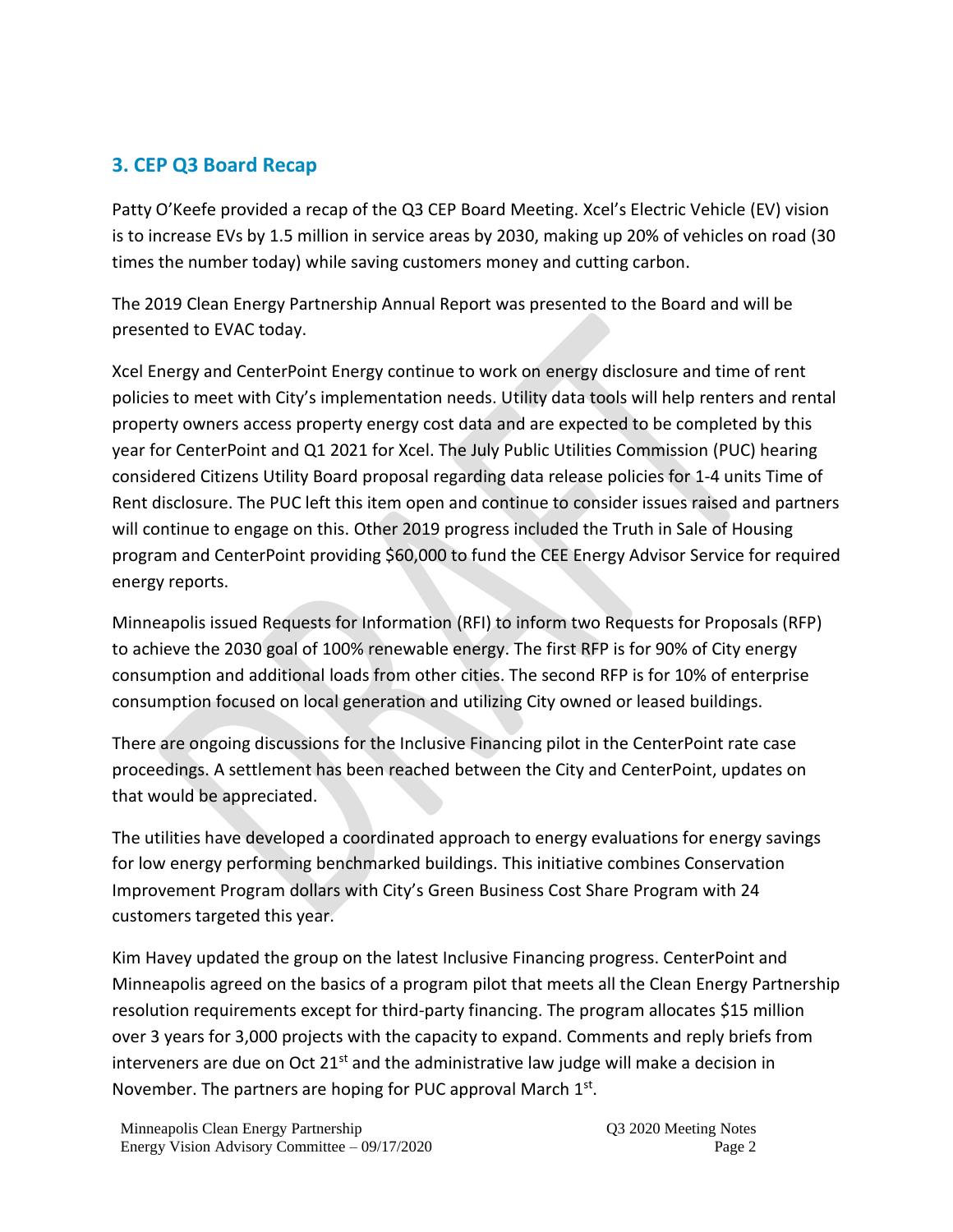## 3. CEP Q3 Board Recap

Patty O'Keefe provided a recap of the Q3 CEP Board Meeting. Xcel's Electric Vehicle (EV) vision is to increase EVs by 1.5 million in service areas by 2030, making up 20% of vehicles on road (30 times the number today) while saving customers money and cutting carbon.

The 2019 Clean Energy Partnership Annual Report was presented to the Board and will be presented to EVAC today.

Xcel Energy and CenterPoint Energy continue to work on energy disclosure and time of rent policies to meet with City's implementation needs. Utility data tools will help renters and rental property owners access property energy cost data and are expected to be completed by this year for CenterPoint and Q1 2021 for Xcel. The July Public Utilities Commission (PUC) hearing considered Citizens Utility Board proposal regarding data release policies for 1-4 units Time of Rent disclosure. The PUC left this item open and continue to consider issues raised and partners will continue to engage on this. Other 2019 progress included the Truth in Sale of Housing program and CenterPoint providing $60,000 to fund the CEE Energy Advisor Service for required energy reports.

Minneapolis issued Requests for Information (RFI) to inform two Requests for Proposals (RFP) to achieve the 2030 goal of 100% renewable energy. The first RFP is for 90% of City energy consumption and additional loads from other cities. The second RFP is for 10% of enterprise consumption focused on local generation and utilizing City owned or leased buildings.

There are ongoing discussions for the Inclusive Financing pilot in the CenterPoint rate case proceedings. A settlement has been reached between the City and CenterPoint, updates on that would be appreciated.

The utilities have developed a coordinated approach to energy evaluations for energy savings for low energy performing benchmarked buildings. This initiative combines Conservation Improvement Program dollars with City's Green Business Cost Share Program with 24 customers targeted this year.

Kim Havey updated the group on the latest Inclusive Financing progress. CenterPoint and Minneapolis agreed on the basics of a program pilot that meets all the Clean Energy Partnership resolution requirements except for third-party financing. The program allocates $15 million over 3 years for 3,000 projects with the capacity to expand. Comments and reply briefs from interveners are due on Oct 21st and the administrative law judge will make a decision in November. The partners are hoping for PUC approval March 1st.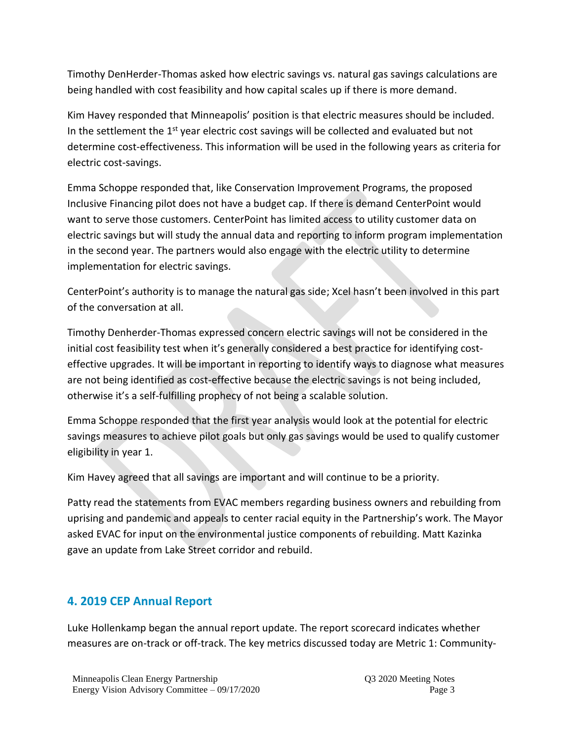Timothy DenHerder-Thomas asked how electric savings vs. natural gas savings calculations are being handled with cost feasibility and how capital scales up if there is more demand.

Kim Havey responded that Minneapolis' position is that electric measures should be included. In the settlement the 1st year electric cost savings will be collected and evaluated but not determine cost-effectiveness. This information will be used in the following years as criteria for electric cost-savings.

Emma Schoppe responded that, like Conservation Improvement Programs, the proposed Inclusive Financing pilot does not have a budget cap. If there is demand CenterPoint would want to serve those customers. CenterPoint has limited access to utility customer data on electric savings but will study the annual data and reporting to inform program implementation in the second year. The partners would also engage with the electric utility to determine implementation for electric savings.

CenterPoint's authority is to manage the natural gas side; Xcel hasn't been involved in this part of the conversation at all.

Timothy Denherder-Thomas expressed concern electric savings will not be considered in the initial cost feasibility test when it's generally considered a best practice for identifying cost-effective upgrades. It will be important in reporting to identify ways to diagnose what measures are not being identified as cost-effective because the electric savings is not being included, otherwise it's a self-fulfilling prophecy of not being a scalable solution.

Emma Schoppe responded that the first year analysis would look at the potential for electric savings measures to achieve pilot goals but only gas savings would be used to qualify customer eligibility in year 1.

Kim Havey agreed that all savings are important and will continue to be a priority.

Patty read the statements from EVAC members regarding business owners and rebuilding from uprising and pandemic and appeals to center racial equity in the Partnership's work. The Mayor asked EVAC for input on the environmental justice components of rebuilding. Matt Kazinka gave an update from Lake Street corridor and rebuild.

## 4. 2019 CEP Annual Report

Luke Hollenkamp began the annual report update. The report scorecard indicates whether measures are on-track or off-track. The key metrics discussed today are Metric 1: Community-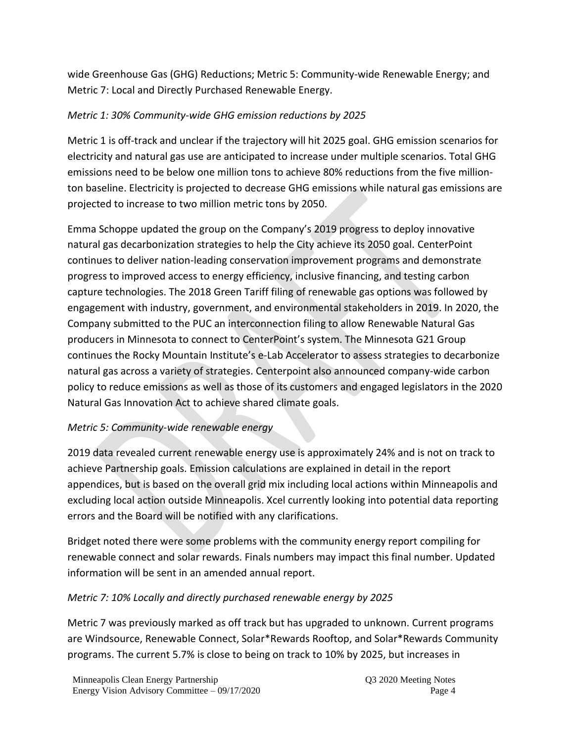wide Greenhouse Gas (GHG) Reductions; Metric 5: Community-wide Renewable Energy; and Metric 7: Local and Directly Purchased Renewable Energy.

*Metric 1: 30% Community-wide GHG emission reductions by 2025*

Metric 1 is off-track and unclear if the trajectory will hit 2025 goal. GHG emission scenarios for electricity and natural gas use are anticipated to increase under multiple scenarios. Total GHG emissions need to be below one million tons to achieve 80% reductions from the five million-ton baseline. Electricity is projected to decrease GHG emissions while natural gas emissions are projected to increase to two million metric tons by 2050.

Emma Schoppe updated the group on the Company's 2019 progress to deploy innovative natural gas decarbonization strategies to help the City achieve its 2050 goal. CenterPoint continues to deliver nation-leading conservation improvement programs and demonstrate progress to improved access to energy efficiency, inclusive financing, and testing carbon capture technologies. The 2018 Green Tariff filing of renewable gas options was followed by engagement with industry, government, and environmental stakeholders in 2019. In 2020, the Company submitted to the PUC an interconnection filing to allow Renewable Natural Gas producers in Minnesota to connect to CenterPoint's system. The Minnesota G21 Group continues the Rocky Mountain Institute's e-Lab Accelerator to assess strategies to decarbonize natural gas across a variety of strategies. Centerpoint also announced company-wide carbon policy to reduce emissions as well as those of its customers and engaged legislators in the 2020 Natural Gas Innovation Act to achieve shared climate goals.

*Metric 5: Community-wide renewable energy*

2019 data revealed current renewable energy use is approximately 24% and is not on track to achieve Partnership goals. Emission calculations are explained in detail in the report appendices, but is based on the overall grid mix including local actions within Minneapolis and excluding local action outside Minneapolis. Xcel currently looking into potential data reporting errors and the Board will be notified with any clarifications.

Bridget noted there were some problems with the community energy report compiling for renewable connect and solar rewards. Finals numbers may impact this final number. Updated information will be sent in an amended annual report.

*Metric 7: 10% Locally and directly purchased renewable energy by 2025*

Metric 7 was previously marked as off track but has upgraded to unknown. Current programs are Windsource, Renewable Connect, Solar*Rewards Rooftop, and Solar*Rewards Community programs. The current 5.7% is close to being on track to 10% by 2025, but increases in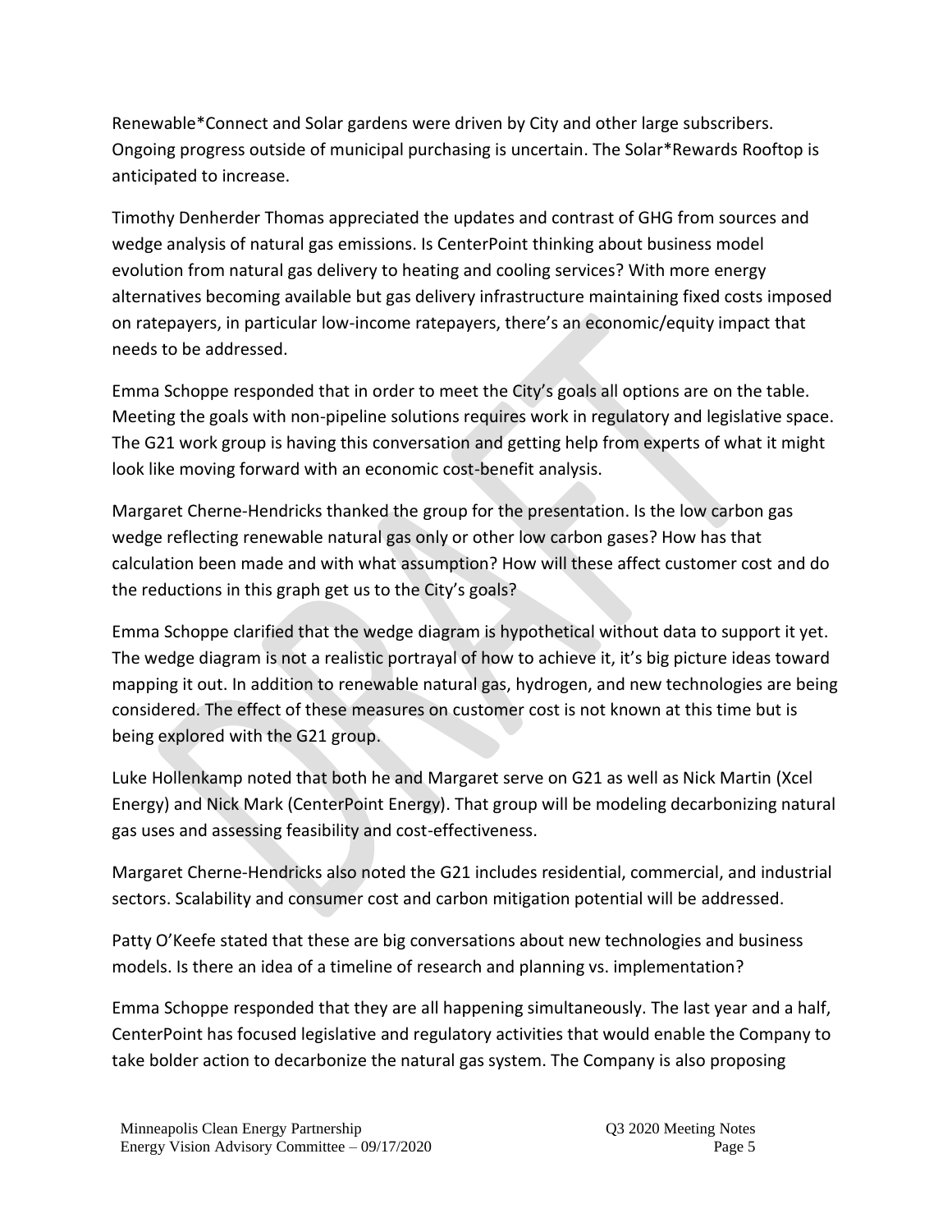Renewable*Connect and Solar gardens were driven by City and other large subscribers. Ongoing progress outside of municipal purchasing is uncertain. The Solar*Rewards Rooftop is anticipated to increase.

Timothy Denherder Thomas appreciated the updates and contrast of GHG from sources and wedge analysis of natural gas emissions. Is CenterPoint thinking about business model evolution from natural gas delivery to heating and cooling services? With more energy alternatives becoming available but gas delivery infrastructure maintaining fixed costs imposed on ratepayers, in particular low-income ratepayers, there's an economic/equity impact that needs to be addressed.

Emma Schoppe responded that in order to meet the City's goals all options are on the table. Meeting the goals with non-pipeline solutions requires work in regulatory and legislative space. The G21 work group is having this conversation and getting help from experts of what it might look like moving forward with an economic cost-benefit analysis.

Margaret Cherne-Hendricks thanked the group for the presentation. Is the low carbon gas wedge reflecting renewable natural gas only or other low carbon gases? How has that calculation been made and with what assumption? How will these affect customer cost and do the reductions in this graph get us to the City's goals?

Emma Schoppe clarified that the wedge diagram is hypothetical without data to support it yet. The wedge diagram is not a realistic portrayal of how to achieve it, it's big picture ideas toward mapping it out. In addition to renewable natural gas, hydrogen, and new technologies are being considered. The effect of these measures on customer cost is not known at this time but is being explored with the G21 group.

Luke Hollenkamp noted that both he and Margaret serve on G21 as well as Nick Martin (Xcel Energy) and Nick Mark (CenterPoint Energy). That group will be modeling decarbonizing natural gas uses and assessing feasibility and cost-effectiveness.

Margaret Cherne-Hendricks also noted the G21 includes residential, commercial, and industrial sectors. Scalability and consumer cost and carbon mitigation potential will be addressed.

Patty O'Keefe stated that these are big conversations about new technologies and business models. Is there an idea of a timeline of research and planning vs. implementation?

Emma Schoppe responded that they are all happening simultaneously. The last year and a half, CenterPoint has focused legislative and regulatory activities that would enable the Company to take bolder action to decarbonize the natural gas system. The Company is also proposing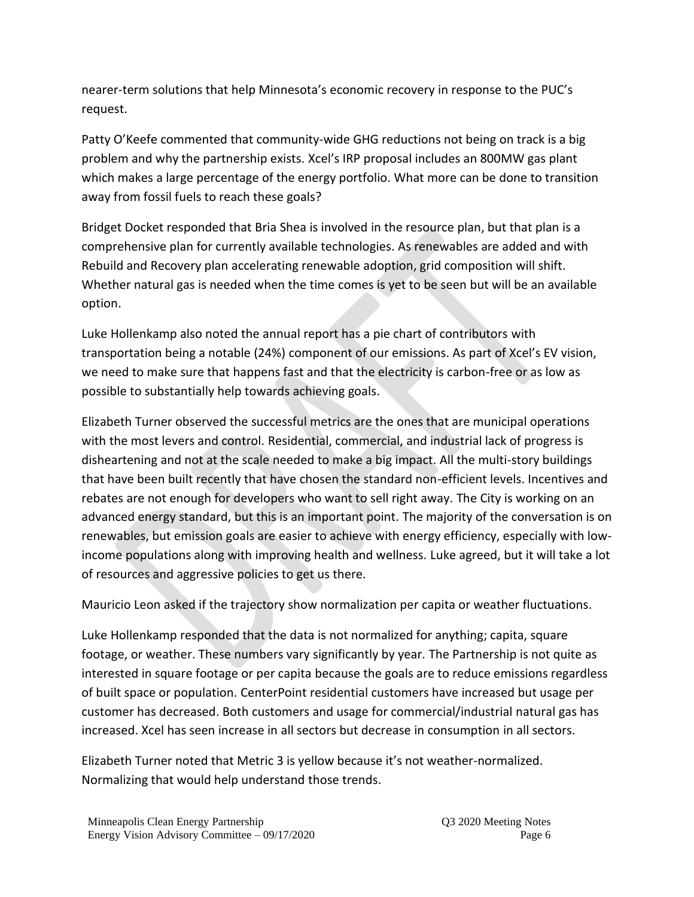nearer-term solutions that help Minnesota's economic recovery in response to the PUC's request.

Patty O'Keefe commented that community-wide GHG reductions not being on track is a big problem and why the partnership exists. Xcel's IRP proposal includes an 800MW gas plant which makes a large percentage of the energy portfolio. What more can be done to transition away from fossil fuels to reach these goals?

Bridget Docket responded that Bria Shea is involved in the resource plan, but that plan is a comprehensive plan for currently available technologies. As renewables are added and with Rebuild and Recovery plan accelerating renewable adoption, grid composition will shift. Whether natural gas is needed when the time comes is yet to be seen but will be an available option.

Luke Hollenkamp also noted the annual report has a pie chart of contributors with transportation being a notable (24%) component of our emissions. As part of Xcel's EV vision, we need to make sure that happens fast and that the electricity is carbon-free or as low as possible to substantially help towards achieving goals.

Elizabeth Turner observed the successful metrics are the ones that are municipal operations with the most levers and control. Residential, commercial, and industrial lack of progress is disheartening and not at the scale needed to make a big impact. All the multi-story buildings that have been built recently that have chosen the standard non-efficient levels. Incentives and rebates are not enough for developers who want to sell right away. The City is working on an advanced energy standard, but this is an important point. The majority of the conversation is on renewables, but emission goals are easier to achieve with energy efficiency, especially with low-income populations along with improving health and wellness. Luke agreed, but it will take a lot of resources and aggressive policies to get us there.

Mauricio Leon asked if the trajectory show normalization per capita or weather fluctuations.

Luke Hollenkamp responded that the data is not normalized for anything; capita, square footage, or weather. These numbers vary significantly by year. The Partnership is not quite as interested in square footage or per capita because the goals are to reduce emissions regardless of built space or population. CenterPoint residential customers have increased but usage per customer has decreased. Both customers and usage for commercial/industrial natural gas has increased. Xcel has seen increase in all sectors but decrease in consumption in all sectors.

Elizabeth Turner noted that Metric 3 is yellow because it's not weather-normalized. Normalizing that would help understand those trends.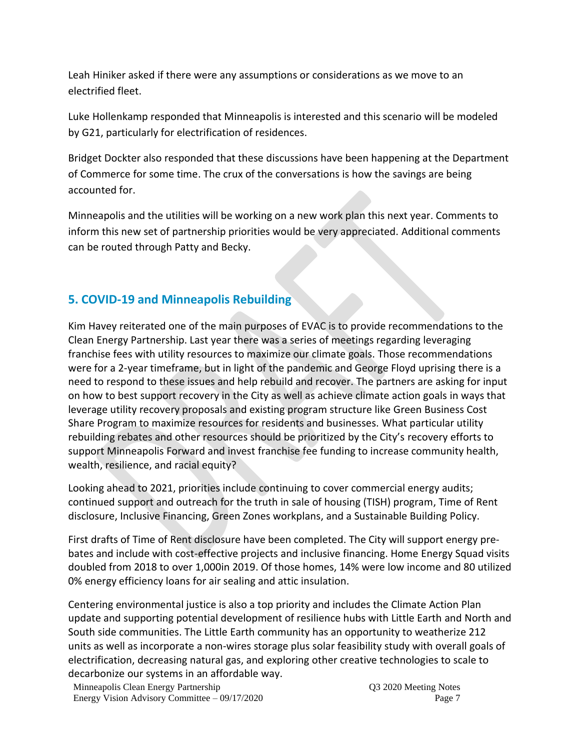Leah Hiniker asked if there were any assumptions or considerations as we move to an electrified fleet.

Luke Hollenkamp responded that Minneapolis is interested and this scenario will be modeled by G21, particularly for electrification of residences.

Bridget Dockter also responded that these discussions have been happening at the Department of Commerce for some time. The crux of the conversations is how the savings are being accounted for.

Minneapolis and the utilities will be working on a new work plan this next year. Comments to inform this new set of partnership priorities would be very appreciated. Additional comments can be routed through Patty and Becky.

## 5. COVID-19 and Minneapolis Rebuilding

Kim Havey reiterated one of the main purposes of EVAC is to provide recommendations to the Clean Energy Partnership. Last year there was a series of meetings regarding leveraging franchise fees with utility resources to maximize our climate goals. Those recommendations were for a 2-year timeframe, but in light of the pandemic and George Floyd uprising there is a need to respond to these issues and help rebuild and recover. The partners are asking for input on how to best support recovery in the City as well as achieve climate action goals in ways that leverage utility recovery proposals and existing program structure like Green Business Cost Share Program to maximize resources for residents and businesses. What particular utility rebuilding rebates and other resources should be prioritized by the City's recovery efforts to support Minneapolis Forward and invest franchise fee funding to increase community health, wealth, resilience, and racial equity?

Looking ahead to 2021, priorities include continuing to cover commercial energy audits; continued support and outreach for the truth in sale of housing (TISH) program, Time of Rent disclosure, Inclusive Financing, Green Zones workplans, and a Sustainable Building Policy.

First drafts of Time of Rent disclosure have been completed. The City will support energy pre-bates and include with cost-effective projects and inclusive financing. Home Energy Squad visits doubled from 2018 to over 1,000in 2019. Of those homes, 14% were low income and 80 utilized 0% energy efficiency loans for air sealing and attic insulation.

Centering environmental justice is also a top priority and includes the Climate Action Plan update and supporting potential development of resilience hubs with Little Earth and North and South side communities. The Little Earth community has an opportunity to weatherize 212 units as well as incorporate a non-wires storage plus solar feasibility study with overall goals of electrification, decreasing natural gas, and exploring other creative technologies to scale to decarbonize our systems in an affordable way.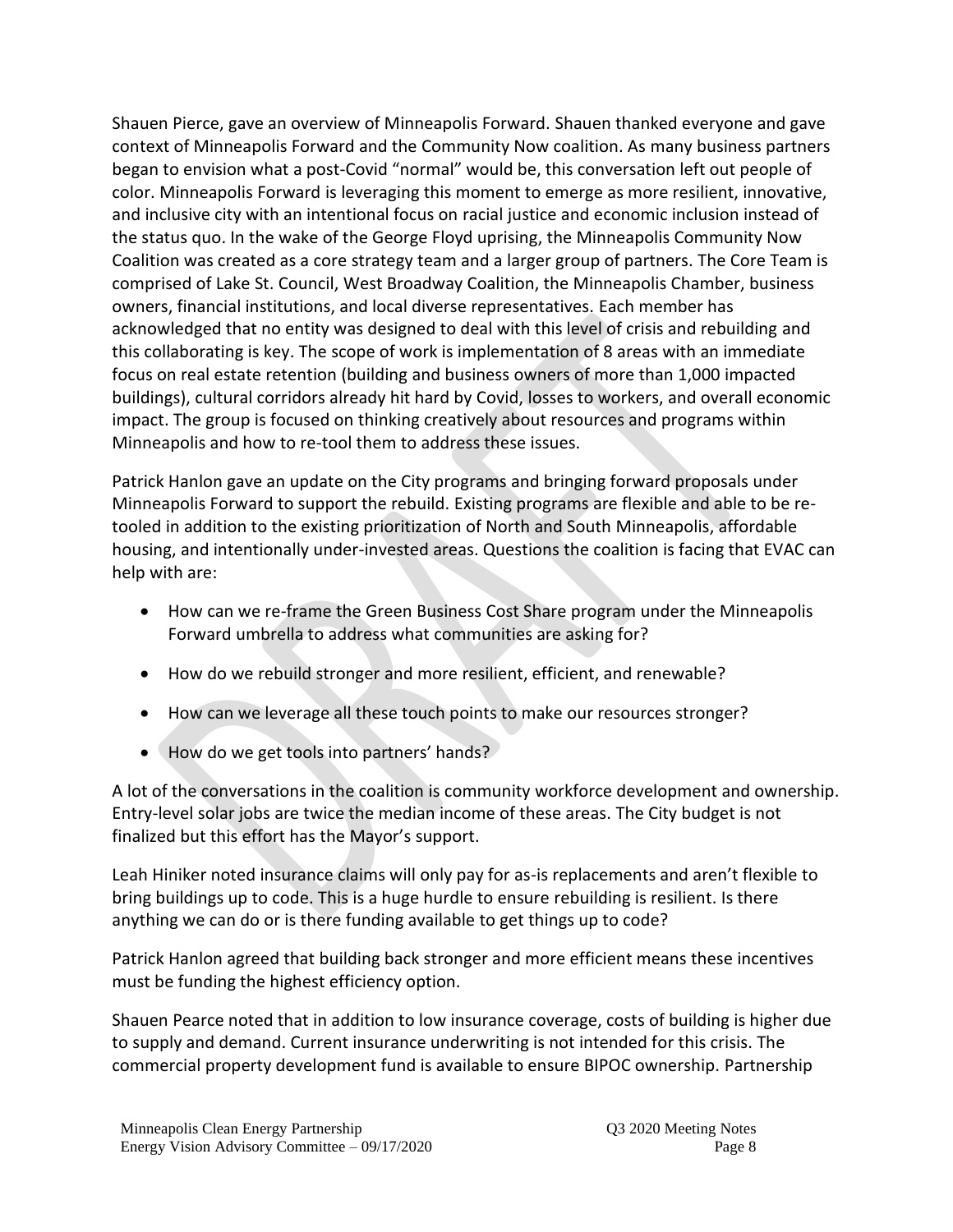Shauen Pierce, gave an overview of Minneapolis Forward. Shauen thanked everyone and gave context of Minneapolis Forward and the Community Now coalition. As many business partners began to envision what a post-Covid "normal" would be, this conversation left out people of color. Minneapolis Forward is leveraging this moment to emerge as more resilient, innovative, and inclusive city with an intentional focus on racial justice and economic inclusion instead of the status quo. In the wake of the George Floyd uprising, the Minneapolis Community Now Coalition was created as a core strategy team and a larger group of partners. The Core Team is comprised of Lake St. Council, West Broadway Coalition, the Minneapolis Chamber, business owners, financial institutions, and local diverse representatives. Each member has acknowledged that no entity was designed to deal with this level of crisis and rebuilding and this collaborating is key. The scope of work is implementation of 8 areas with an immediate focus on real estate retention (building and business owners of more than 1,000 impacted buildings), cultural corridors already hit hard by Covid, losses to workers, and overall economic impact. The group is focused on thinking creatively about resources and programs within Minneapolis and how to re-tool them to address these issues.

Patrick Hanlon gave an update on the City programs and bringing forward proposals under Minneapolis Forward to support the rebuild. Existing programs are flexible and able to be re-tooled in addition to the existing prioritization of North and South Minneapolis, affordable housing, and intentionally under-invested areas. Questions the coalition is facing that EVAC can help with are:

- How can we re-frame the Green Business Cost Share program under the Minneapolis Forward umbrella to address what communities are asking for?
- How do we rebuild stronger and more resilient, efficient, and renewable?
- How can we leverage all these touch points to make our resources stronger?
- How do we get tools into partners' hands?

A lot of the conversations in the coalition is community workforce development and ownership. Entry-level solar jobs are twice the median income of these areas. The City budget is not finalized but this effort has the Mayor's support.

Leah Hiniker noted insurance claims will only pay for as-is replacements and aren't flexible to bring buildings up to code. This is a huge hurdle to ensure rebuilding is resilient. Is there anything we can do or is there funding available to get things up to code?

Patrick Hanlon agreed that building back stronger and more efficient means these incentives must be funding the highest efficiency option.

Shauen Pearce noted that in addition to low insurance coverage, costs of building is higher due to supply and demand. Current insurance underwriting is not intended for this crisis. The commercial property development fund is available to ensure BIPOC ownership. Partnership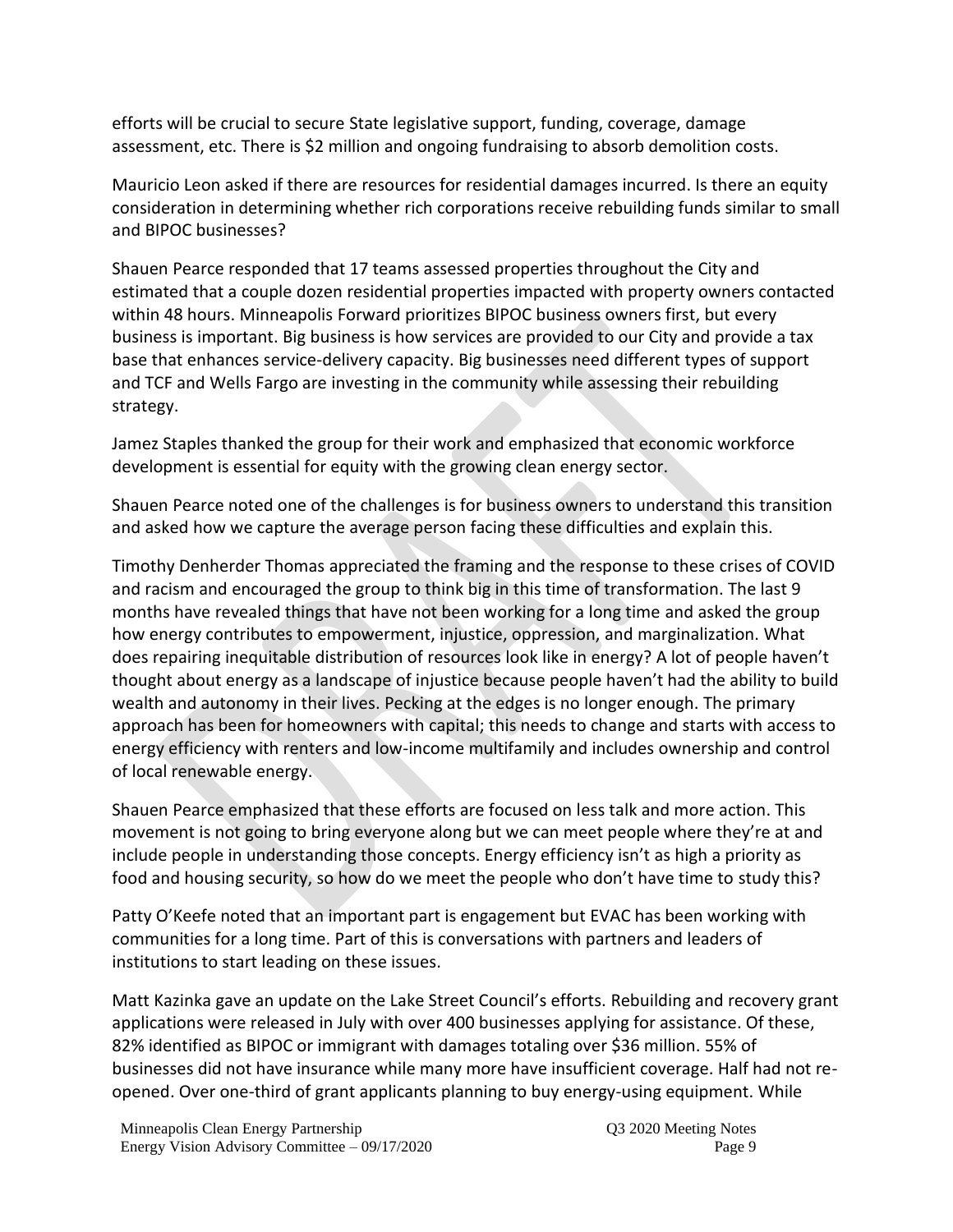efforts will be crucial to secure State legislative support, funding, coverage, damage assessment, etc. There is $2 million and ongoing fundraising to absorb demolition costs.

Mauricio Leon asked if there are resources for residential damages incurred. Is there an equity consideration in determining whether rich corporations receive rebuilding funds similar to small and BIPOC businesses?

Shauen Pearce responded that 17 teams assessed properties throughout the City and estimated that a couple dozen residential properties impacted with property owners contacted within 48 hours. Minneapolis Forward prioritizes BIPOC business owners first, but every business is important. Big business is how services are provided to our City and provide a tax base that enhances service-delivery capacity. Big businesses need different types of support and TCF and Wells Fargo are investing in the community while assessing their rebuilding strategy.

Jamez Staples thanked the group for their work and emphasized that economic workforce development is essential for equity with the growing clean energy sector.

Shauen Pearce noted one of the challenges is for business owners to understand this transition and asked how we capture the average person facing these difficulties and explain this.

Timothy Denherder Thomas appreciated the framing and the response to these crises of COVID and racism and encouraged the group to think big in this time of transformation. The last 9 months have revealed things that have not been working for a long time and asked the group how energy contributes to empowerment, injustice, oppression, and marginalization. What does repairing inequitable distribution of resources look like in energy? A lot of people haven't thought about energy as a landscape of injustice because people haven't had the ability to build wealth and autonomy in their lives. Pecking at the edges is no longer enough. The primary approach has been for homeowners with capital; this needs to change and starts with access to energy efficiency with renters and low-income multifamily and includes ownership and control of local renewable energy.

Shauen Pearce emphasized that these efforts are focused on less talk and more action. This movement is not going to bring everyone along but we can meet people where they're at and include people in understanding those concepts. Energy efficiency isn't as high a priority as food and housing security, so how do we meet the people who don't have time to study this?

Patty O'Keefe noted that an important part is engagement but EVAC has been working with communities for a long time. Part of this is conversations with partners and leaders of institutions to start leading on these issues.

Matt Kazinka gave an update on the Lake Street Council's efforts. Rebuilding and recovery grant applications were released in July with over 400 businesses applying for assistance. Of these, 82% identified as BIPOC or immigrant with damages totaling over $36 million. 55% of businesses did not have insurance while many more have insufficient coverage. Half had not re-opened. Over one-third of grant applicants planning to buy energy-using equipment. While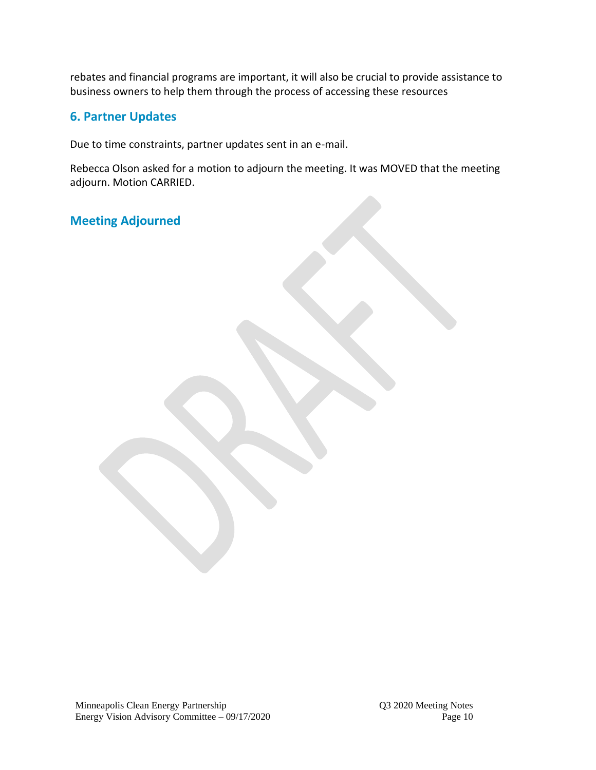rebates and financial programs are important, it will also be crucial to provide assistance to business owners to help them through the process of accessing these resources

## 6. Partner Updates

Due to time constraints, partner updates sent in an e-mail.

Rebecca Olson asked for a motion to adjourn the meeting. It was MOVED that the meeting adjourn. Motion CARRIED.

## Meeting Adjourned